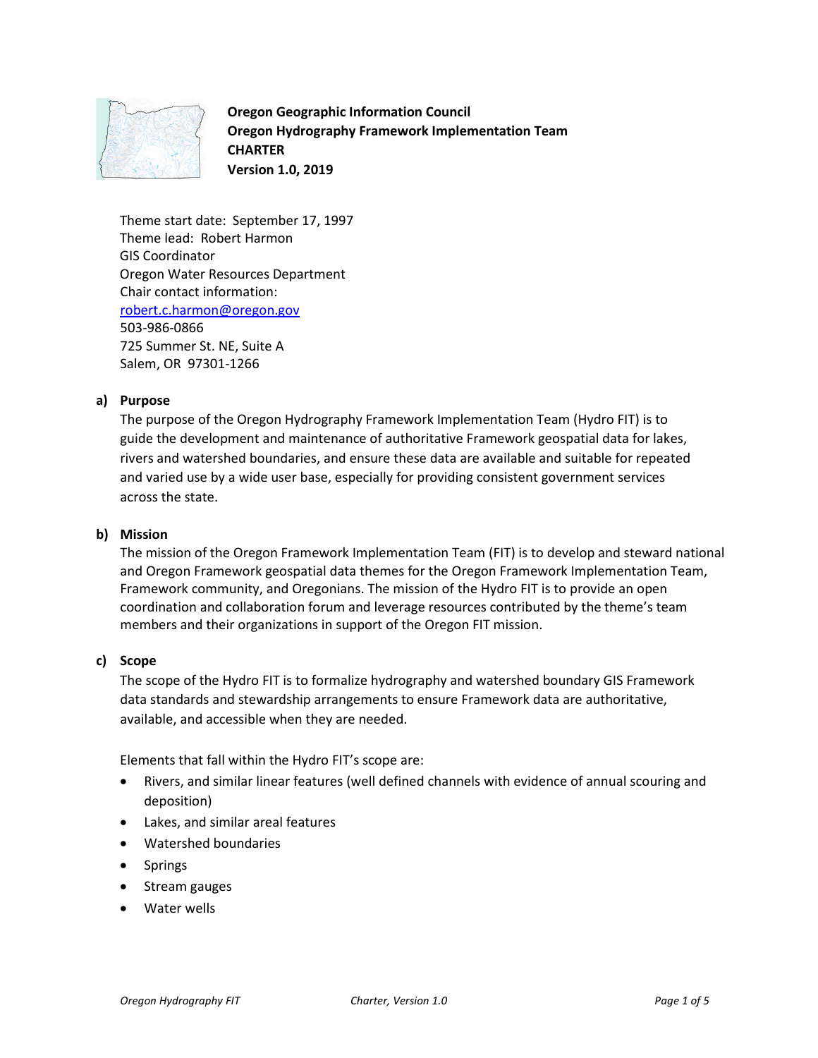**Oregon Geographic Information Council**
**Oregon Hydrography Framework Implementation Team**
**CHARTER**
**Version 1.0, 2019**

Theme start date: September 17, 1997
Theme lead: Robert Harmon
GIS Coordinator
Oregon Water Resources Department
Chair contact information:
robert.c.harmon@oregon.gov
503-986-0866
725 Summer St. NE, Suite A
Salem, OR 97301-1266

## a) Purpose

The purpose of the Oregon Hydrography Framework Implementation Team (Hydro FIT) is to guide the development and maintenance of authoritative Framework geospatial data for lakes, rivers and watershed boundaries, and ensure these data are available and suitable for repeated and varied use by a wide user base, especially for providing consistent government services across the state.

## b) Mission

The mission of the Oregon Framework Implementation Team (FIT) is to develop and steward national and Oregon Framework geospatial data themes for the Oregon Framework Implementation Team, Framework community, and Oregonians. The mission of the Hydro FIT is to provide an open coordination and collaboration forum and leverage resources contributed by the theme's team members and their organizations in support of the Oregon FIT mission.

## c) Scope

The scope of the Hydro FIT is to formalize hydrography and watershed boundary GIS Framework data standards and stewardship arrangements to ensure Framework data are authoritative, available, and accessible when they are needed.

Elements that fall within the Hydro FIT's scope are:

- Rivers, and similar linear features (well defined channels with evidence of annual scouring and deposition)
- Lakes, and similar areal features
- Watershed boundaries
- Springs
- Stream gauges
- Water wells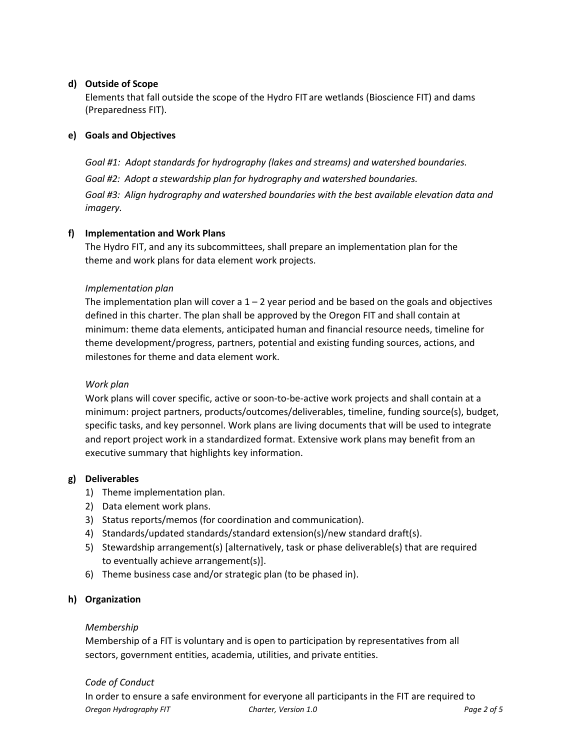**d) Outside of Scope**

Elements that fall outside the scope of the Hydro FIT are wetlands (Bioscience FIT) and dams (Preparedness FIT).

**e) Goals and Objectives**

*Goal #1: Adopt standards for hydrography (lakes and streams) and watershed boundaries.*

*Goal #2: Adopt a stewardship plan for hydrography and watershed boundaries.*

*Goal #3: Align hydrography and watershed boundaries with the best available elevation data and imagery.*

**f) Implementation and Work Plans**

The Hydro FIT, and any its subcommittees, shall prepare an implementation plan for the theme and work plans for data element work projects.

*Implementation plan*

The implementation plan will cover a 1 – 2 year period and be based on the goals and objectives defined in this charter. The plan shall be approved by the Oregon FIT and shall contain at minimum: theme data elements, anticipated human and financial resource needs, timeline for theme development/progress, partners, potential and existing funding sources, actions, and milestones for theme and data element work.

*Work plan*

Work plans will cover specific, active or soon-to-be-active work projects and shall contain at a minimum: project partners, products/outcomes/deliverables, timeline, funding source(s), budget, specific tasks, and key personnel. Work plans are living documents that will be used to integrate and report project work in a standardized format. Extensive work plans may benefit from an executive summary that highlights key information.

**g) Deliverables**

1) Theme implementation plan.
2) Data element work plans.
3) Status reports/memos (for coordination and communication).
4) Standards/updated standards/standard extension(s)/new standard draft(s).
5) Stewardship arrangement(s) [alternatively, task or phase deliverable(s) that are required to eventually achieve arrangement(s)].
6) Theme business case and/or strategic plan (to be phased in).

**h) Organization**

*Membership*

Membership of a FIT is voluntary and is open to participation by representatives from all sectors, government entities, academia, utilities, and private entities.

*Code of Conduct*

In order to ensure a safe environment for everyone all participants in the FIT are required to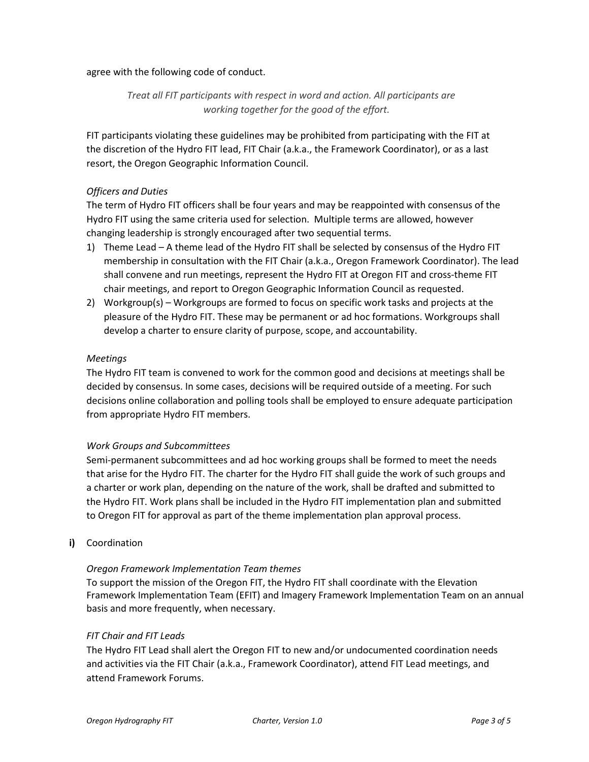agree with the following code of conduct.

> *Treat all FIT participants with respect in word and action. All participants are working together for the good of the effort.*

FIT participants violating these guidelines may be prohibited from participating with the FIT at the discretion of the Hydro FIT lead, FIT Chair (a.k.a., the Framework Coordinator), or as a last resort, the Oregon Geographic Information Council.

*Officers and Duties*

The term of Hydro FIT officers shall be four years and may be reappointed with consensus of the Hydro FIT using the same criteria used for selection. Multiple terms are allowed, however changing leadership is strongly encouraged after two sequential terms.

1) Theme Lead – A theme lead of the Hydro FIT shall be selected by consensus of the Hydro FIT membership in consultation with the FIT Chair (a.k.a., Oregon Framework Coordinator). The lead shall convene and run meetings, represent the Hydro FIT at Oregon FIT and cross-theme FIT chair meetings, and report to Oregon Geographic Information Council as requested.
2) Workgroup(s) – Workgroups are formed to focus on specific work tasks and projects at the pleasure of the Hydro FIT. These may be permanent or ad hoc formations. Workgroups shall develop a charter to ensure clarity of purpose, scope, and accountability.

*Meetings*

The Hydro FIT team is convened to work for the common good and decisions at meetings shall be decided by consensus. In some cases, decisions will be required outside of a meeting. For such decisions online collaboration and polling tools shall be employed to ensure adequate participation from appropriate Hydro FIT members.

*Work Groups and Subcommittees*

Semi-permanent subcommittees and ad hoc working groups shall be formed to meet the needs that arise for the Hydro FIT. The charter for the Hydro FIT shall guide the work of such groups and a charter or work plan, depending on the nature of the work, shall be drafted and submitted to the Hydro FIT. Work plans shall be included in the Hydro FIT implementation plan and submitted to Oregon FIT for approval as part of the theme implementation plan approval process.

**i)** Coordination

*Oregon Framework Implementation Team themes*

To support the mission of the Oregon FIT, the Hydro FIT shall coordinate with the Elevation Framework Implementation Team (EFIT) and Imagery Framework Implementation Team on an annual basis and more frequently, when necessary.

*FIT Chair and FIT Leads*

The Hydro FIT Lead shall alert the Oregon FIT to new and/or undocumented coordination needs and activities via the FIT Chair (a.k.a., Framework Coordinator), attend FIT Lead meetings, and attend Framework Forums.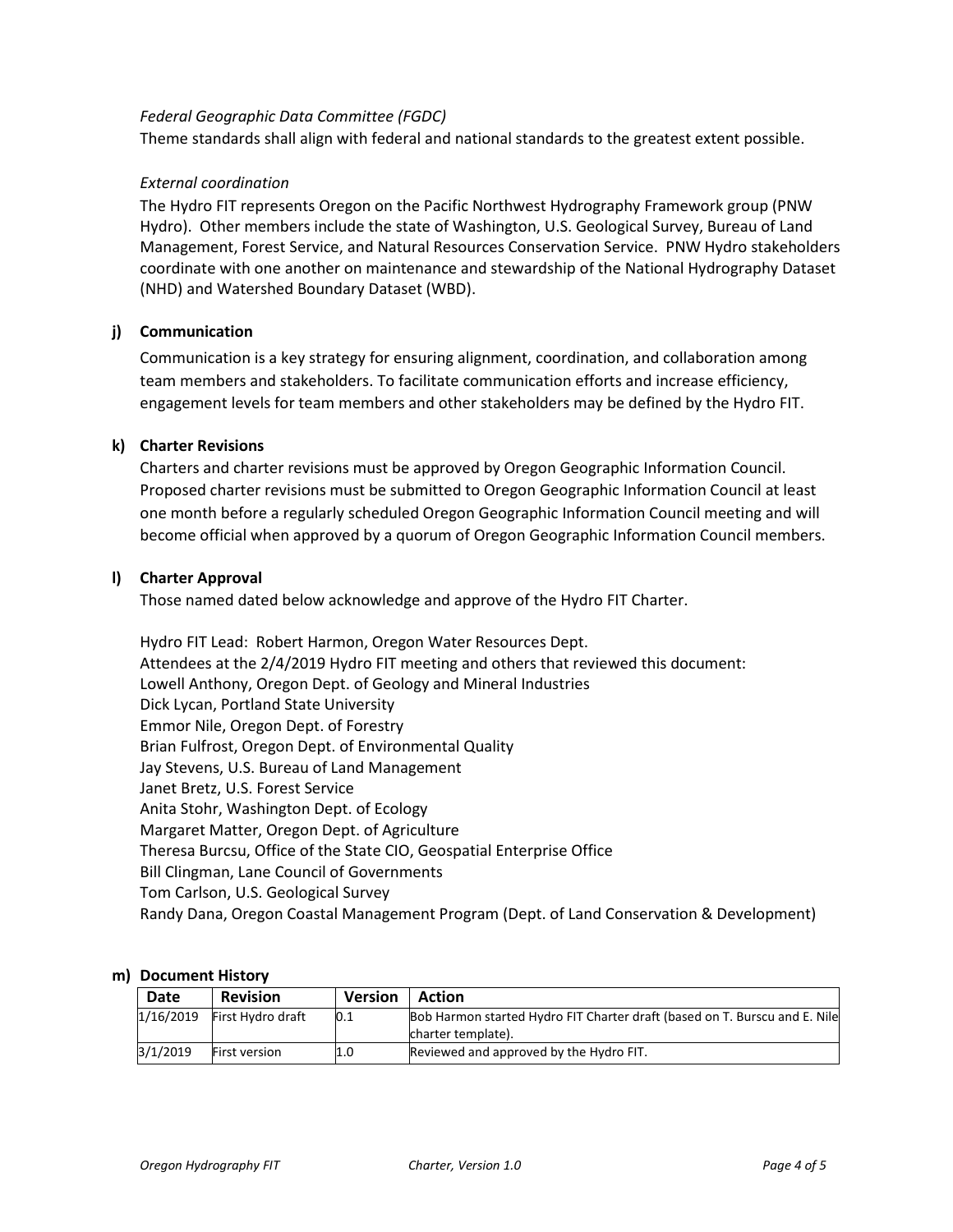*Federal Geographic Data Committee (FGDC)*

Theme standards shall align with federal and national standards to the greatest extent possible.

*External coordination*

The Hydro FIT represents Oregon on the Pacific Northwest Hydrography Framework group (PNW Hydro). Other members include the state of Washington, U.S. Geological Survey, Bureau of Land Management, Forest Service, and Natural Resources Conservation Service. PNW Hydro stakeholders coordinate with one another on maintenance and stewardship of the National Hydrography Dataset (NHD) and Watershed Boundary Dataset (WBD).

### j) Communication

Communication is a key strategy for ensuring alignment, coordination, and collaboration among team members and stakeholders. To facilitate communication efforts and increase efficiency, engagement levels for team members and other stakeholders may be defined by the Hydro FIT.

### k) Charter Revisions

Charters and charter revisions must be approved by Oregon Geographic Information Council. Proposed charter revisions must be submitted to Oregon Geographic Information Council at least one month before a regularly scheduled Oregon Geographic Information Council meeting and will become official when approved by a quorum of Oregon Geographic Information Council members.

### l) Charter Approval

Those named dated below acknowledge and approve of the Hydro FIT Charter.

Hydro FIT Lead: Robert Harmon, Oregon Water Resources Dept.
Attendees at the 2/4/2019 Hydro FIT meeting and others that reviewed this document:
Lowell Anthony, Oregon Dept. of Geology and Mineral Industries
Dick Lycan, Portland State University
Emmor Nile, Oregon Dept. of Forestry
Brian Fulfrost, Oregon Dept. of Environmental Quality
Jay Stevens, U.S. Bureau of Land Management
Janet Bretz, U.S. Forest Service
Anita Stohr, Washington Dept. of Ecology
Margaret Matter, Oregon Dept. of Agriculture
Theresa Burcsu, Office of the State CIO, Geospatial Enterprise Office
Bill Clingman, Lane Council of Governments
Tom Carlson, U.S. Geological Survey
Randy Dana, Oregon Coastal Management Program (Dept. of Land Conservation & Development)

### m) Document History

| Date | Revision | Version | Action |
|---|---|---|---|
| 1/16/2019 | First Hydro draft | 0.1 | Bob Harmon started Hydro FIT Charter draft (based on T. Burscu and E. Nile charter template). |
| 3/1/2019 | First version | 1.0 | Reviewed and approved by the Hydro FIT. |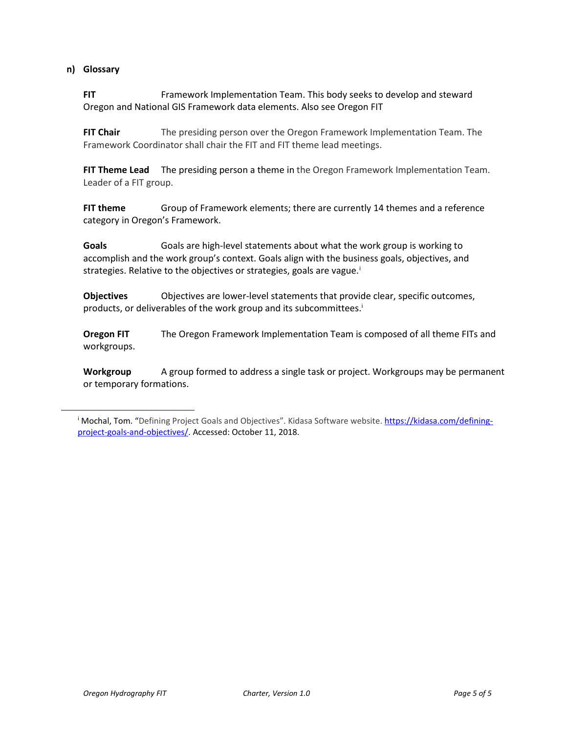## n) Glossary

**FIT** Framework Implementation Team. This body seeks to develop and steward Oregon and National GIS Framework data elements. Also see Oregon FIT

**FIT Chair** The presiding person over the Oregon Framework Implementation Team. The Framework Coordinator shall chair the FIT and FIT theme lead meetings.

**FIT Theme Lead** The presiding person a theme in the Oregon Framework Implementation Team. Leader of a FIT group.

**FIT theme** Group of Framework elements; there are currently 14 themes and a reference category in Oregon's Framework.

**Goals** Goals are high-level statements about what the work group is working to accomplish and the work group's context. Goals align with the business goals, objectives, and strategies. Relative to the objectives or strategies, goals are vague.[i]

**Objectives** Objectives are lower-level statements that provide clear, specific outcomes, products, or deliverables of the work group and its subcommittees.[i]

**Oregon FIT** The Oregon Framework Implementation Team is composed of all theme FITs and workgroups.

**Workgroup** A group formed to address a single task or project. Workgroups may be permanent or temporary formations.

---

[i] Mochal, Tom. "Defining Project Goals and Objectives". Kidasa Software website. https://kidasa.com/defining-project-goals-and-objectives/. Accessed: October 11, 2018.